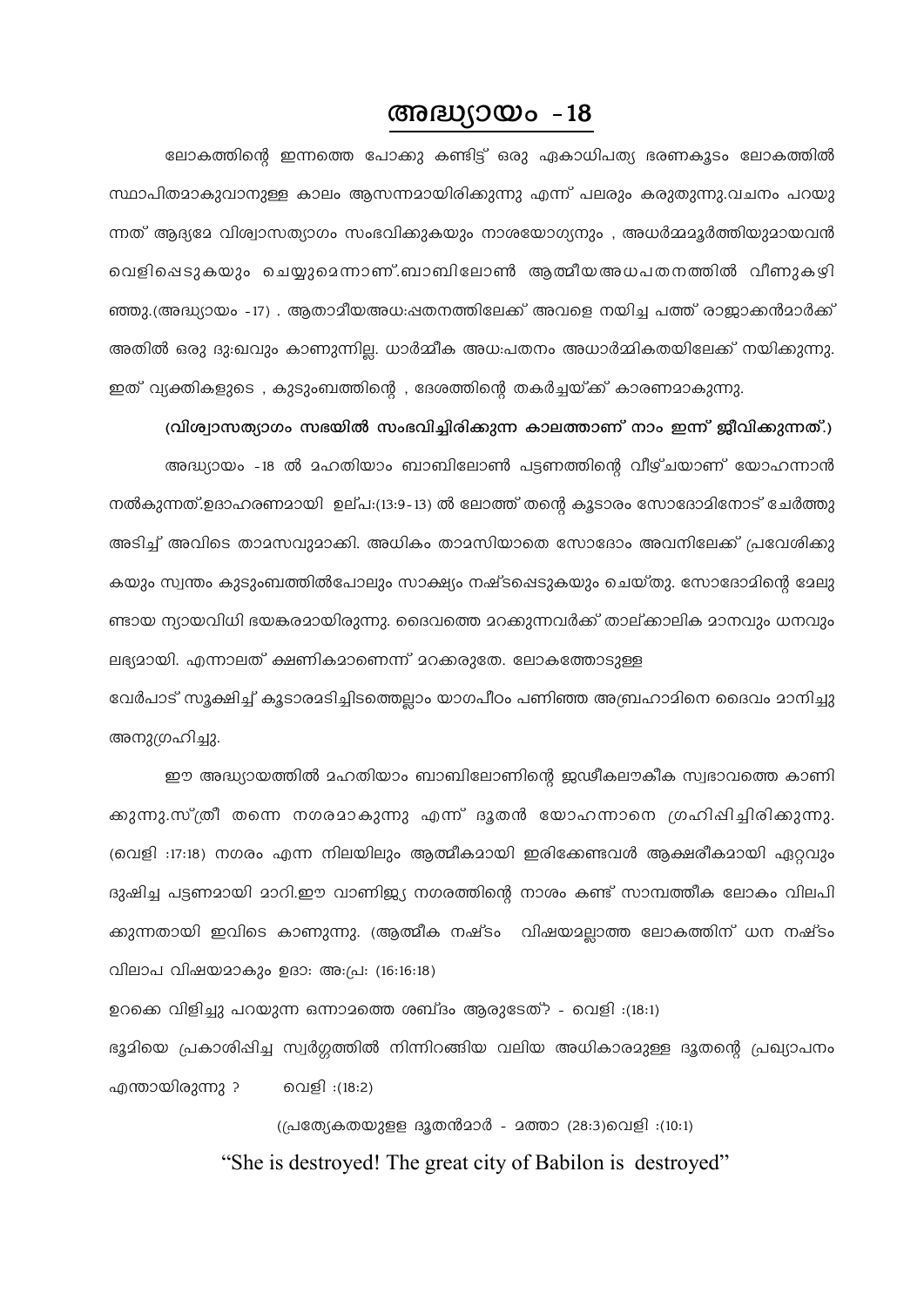# അദ്ധ്യായം - 18

ലോകത്തിന്റെ ഇന്നത്തെ പോക്കു കണ്ടിട്ട് ഒരു ഏകാധിപത്യ ഭരണകൂടം ലോകത്തിൽ സ്ഥാപിതമാകുവാനുള്ള കാലം ആസന്നമായിരിക്കുന്നു എന്ന് പലരും കരുതുന്നു.വചനം പറയുന്നത് ആദ്യമേ വിശ്വാസത്യാഗം സംഭവിക്കുകയും നാശയോഗ്യനും , അധർമ്മമൂർത്തിയുമായവൻ വെളിപ്പെടുകയും ചെയ്യുമെന്നാണ്.ബാബിലോൺ ആത്മീയഅധപതനത്തിൽ വീണുകഴിഞ്ഞു.(അദ്ധ്യായം -17) . ആതാമീയഅധഃഷതനത്തിലേക്ക് അവളെ നയിച്ച പത്ത് രാജാക്കൻമാർക്ക് അതിൽ ഒരു ദു:ഖവും കാണുന്നില്ല. ധാർമ്മീക അധ:പതനം അധാർമ്മികതയിലേക്ക് നയിക്കുന്നു. ഇത് വ്യക്തികളുടെ , കുടുംബത്തിന്റെ , ദേശത്തിന്റെ തകർച്ചയ്ക്ക് കാരണമാകുന്നു.

**(വിശ്വാസത്യാഗം സഭയിൽ സംഭവിച്ചിരിക്കുന്ന കാലത്താണ് നാം ഇന്ന് ജീവിക്കുന്നത്.)**

അദ്ധ്യായം -18 ൽ മഹതിയാം ബാബിലോൺ പട്ടണത്തിന്റെ വീഴ്ചയാണ് യോഹന്നാൻ നൽകുന്നത്.ഉദാഹരണമായി ഉല്പ:(13:9-13) ൽ ലോത്ത് തന്റെ കൂടാരം സോദോമിനോട് ചേർത്തു അടിച്ച് അവിടെ താമസവുമാക്കി. അധികം താമസിയാതെ സോദോം അവനിലേക്ക് പ്രവേശിക്കുകയും സ്വന്തം കുടുംബത്തിൽപോലും സാക്ഷ്യം നഷ്ടപ്പെടുകയും ചെയ്തു. സോദോമിന്റെ മേലുണ്ടായ ന്യായവിധി ഭയങ്കരമായിരുന്നു. ദൈവത്തെ മറക്കുന്നവർക്ക് താല്ക്കാലിക മാനവും ധനവും ലഭ്യമായി. എന്നാലത് ക്ഷണികമാണെന്ന് മറക്കരുതേ. ലോകത്തോടുള്ള വേർപാട് സൂക്ഷിച്ച് കൂടാരമടിച്ചിടത്തെല്ലാം യാഗപീഠം പണിഞ്ഞ അബ്രഹാമിനെ ദൈവം മാനിച്ചു അനുഗ്രഹിച്ചു.

ഈ അദ്ധ്യായത്തിൽ മഹതിയാം ബാബിലോണിന്റെ ജഢീകലൗകീക സ്വഭാവത്തെ കാണിക്കുന്നു.സ്ത്രീ തന്നെ നഗരമാകുന്നു എന്ന് ദൂതൻ യോഹന്നാനെ ഗ്രഹിപ്പിച്ചിരിക്കുന്നു. (വെളി :17:18) നഗരം എന്ന നിലയിലും ആത്മീകമായി ഇരിക്കേണ്ടവൾ ആക്ഷരീകമായി ഏറ്റവും ദുഷിച്ച പട്ടണമായി മാറി.ഈ വാണിജ്യ നഗരത്തിന്റെ നാശം കണ്ട് സാമ്പത്തീക ലോകം വിലപിക്കുന്നതായി ഇവിടെ കാണുന്നു. (ആത്മീക നഷ്ടം വിഷയമല്ലാത്ത ലോകത്തിന് ധന നഷ്ടം വിലാപ വിഷയമാകും ഉദാ: അ:പ്ര: (16:16:18)

ഉറക്കെ വിളിച്ചു പറയുന്ന ഒന്നാമത്തെ ശബ്ദം ആരുടേത്? - വെളി :(18:1)

ഭൂമിയെ പ്രകാശിപ്പിച്ച സ്വർഗ്ഗത്തിൽ നിന്നിറങ്ങിയ വലിയ അധികാരമുള്ള ദൂതന്റെ പ്രഖ്യാപനം എന്തായിരുന്നു ? വെളി :(18:2)

(പ്രത്യേകതയുളള ദൂതൻമാർ - മത്താ (28:3)വെളി :(10:1)

"She is destroyed! The great city of Babilon is destroyed"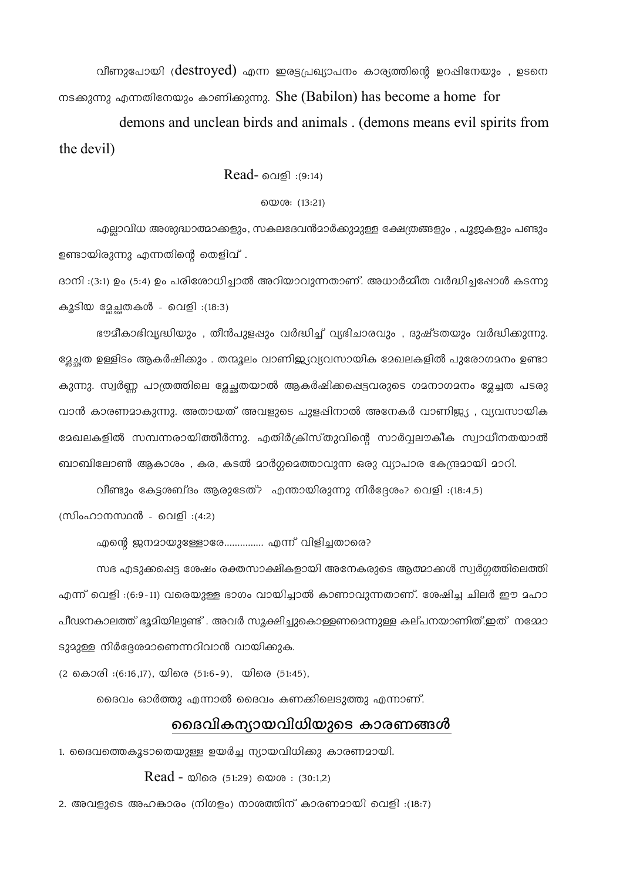വീണുപോയി (destroyed) എന്ന ഇരട്ടപ്രഖ്യാപനം കാര്യത്തിന്റെ ഉറപ്പിനേയും , ഉടനെ നടക്കുന്നു എന്നതിനേയും കാണിക്കുന്നു. She (Babilon) has become a home for demons and unclean birds and animals . (demons means evil spirits from the devil)

Read- വെളി :(9:14)

യെശ: (13:21)

എല്ലാവിധ അശുദ്ധാത്മാക്കളും, സകലദേവൻമാർക്കുമുള്ള ക്ഷേത്രങ്ങളും , പൂജകളും പണ്ടും ഉണ്ടായിരുന്നു എന്നതിന്റെ തെളിവ് .

ദാനി :(3:1) ഉം (5:4) ഉം പരിശോധിച്ചാൽ അറിയാവുന്നതാണ്. അധാർമ്മിത വർദ്ധിച്ചപ്പോൾ കടന്നു കൂടിയ മ്ലേച്ഛതകൾ - വെളി :(18:3)

ഭൗമീകാഭിവൃദ്ധിയും , തീൻപുളപ്പും വർദ്ധിച്ച് വ്യഭിചാരവും , ദുഷ്ടതയും വർദ്ധിക്കുന്നു. മ്ലേച്ഛത ഉള്ളിടം ആകർഷിക്കും . തന്മൂലം വാണിജ്യവ്യവസായിക മേഖലകളിൽ പുരോഗമനം ഉണ്ടാകുന്നു. സ്വർണ്ണ പാത്രത്തിലെ മ്ലേച്ഛതയാൽ ആകർഷിക്കപ്പെട്ടവരുടെ ഗമനാഗമനം മ്ലേച്ഛത പടരുവാൻ കാരണമാകുന്നു. അതായത് അവളുടെ പുളപ്പിനാൽ അനേകർ വാണിജ്യ , വ്യവസായിക മേഖലകളിൽ സമ്പന്നരായിത്തീർന്നു. എതിർക്രിസ്തുവിന്റെ സാർവ്വലൗകീക സ്വാധീനതയാൽ ബാബിലോൺ ആകാശം , കര, കടൽ മാർഗ്ഗമെത്താവുന്ന ഒരു വ്യാപാര കേന്ദ്രമായി മാറി.

വീണ്ടും കേട്ടശബ്ദം ആരുടേത്? എന്തായിരുന്നു നിർദ്ദേശം? വെളി :(18:4,5)

(സിംഹാസനസ്ഥൻ - വെളി :(4:2)

എന്റെ ജനമായുള്ളോരേ.............. എന്ന് വിളിച്ചതാരെ?

സഭ എടുക്കപ്പെട്ട ശേഷം രക്തസാക്ഷികളായി അനേകരുടെ ആത്മാക്കൾ സ്വർഗ്ഗത്തിലെത്തി എന്ന് വെളി :(6:9-11) വരെയുള്ള ഭാഗം വായിച്ചാൽ കാണാവുന്നതാണ്. ശേഷിച്ച ചിലർ ഈ മഹാ പീഢനകാലത്ത് ഭൂമിയിലുണ്ട് . അവർ സൂക്ഷിച്ചുകൊള്ളണമെന്നുള്ള കല്പനയാണിത്.ഇത് നമ്മോടുമുള്ള നിർദ്ദേശമാണെന്നറിവാൻ വായിക്കുക.

(2 കൊരി :(6:16,17), യിരെ (51:6-9), യിരെ (51:45),

ദൈവം ഓർത്തു എന്നാൽ ദൈവം കണക്കിലെടുത്തു എന്നാണ്.

## ദൈവികന്യായവിധിയുടെ കാരണങ്ങൾ

1. ദൈവത്തെകൂടാതെയുള്ള ഉയർച്ച ന്യായവിധിക്കു കാരണമായി.

Read - യിരെ (51:29) യെശ : (30:1,2)

2. അവളുടെ അഹങ്കാരം (നിഗളം) നാശത്തിന് കാരണമായി വെളി :(18:7)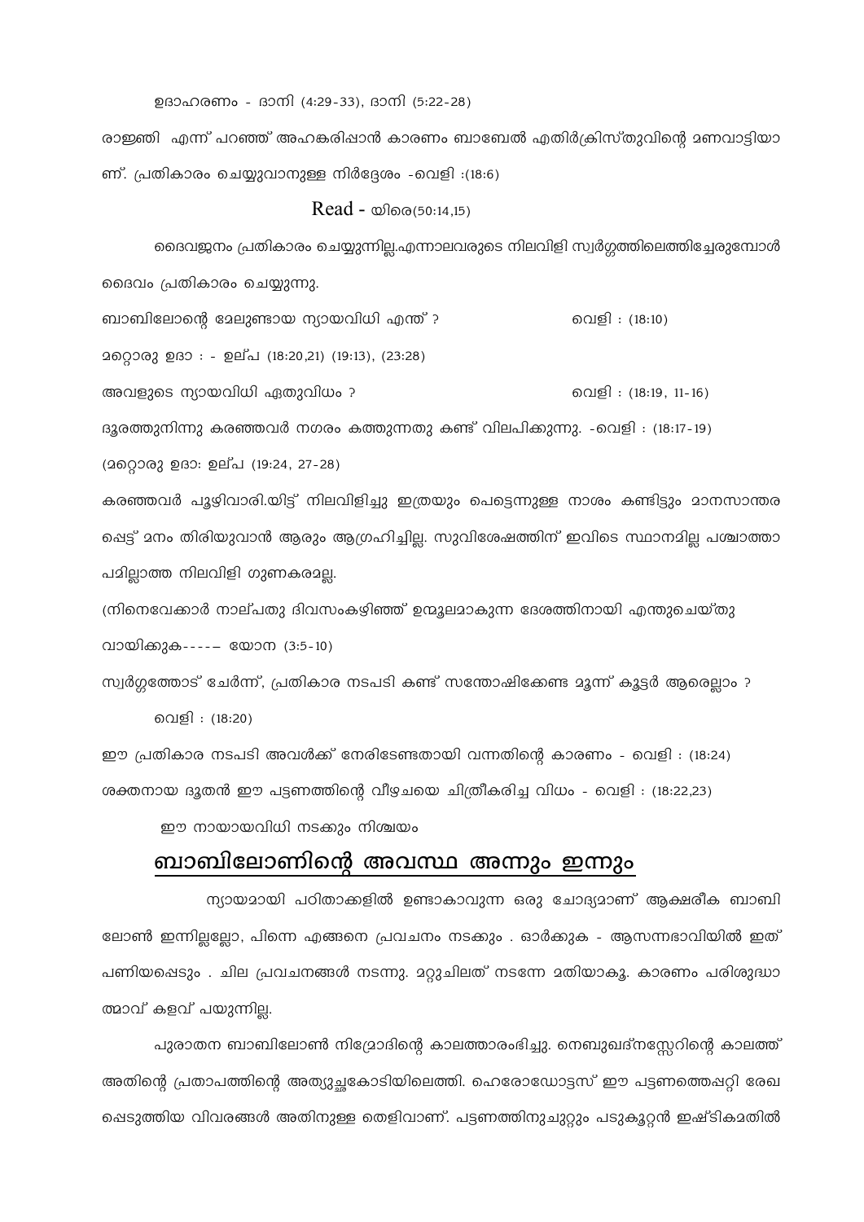ഉദാഹരണം - ദാനി (4:29-33), ദാനി (5:22-28)

രാജ്ഞി എന്ന് പറഞ്ഞ് അഹങ്കരിപ്പാൻ കാരണം ബാബേൽ എതിർക്രിസ്തുവിന്റെ മണവാട്ടിയാണ്. പ്രതികാരം ചെയ്യുവാനുള്ള നിർദ്ദേശം -വെളി :(18:6)

Read - യിരെ(50:14,15)

ദൈവജനം പ്രതികാരം ചെയ്യുന്നില്ല.എന്നാലവരുടെ നിലവിളി സ്വർഗ്ഗത്തിലെത്തിച്ചേരുമ്പോൾ ദൈവം പ്രതികാരം ചെയ്യുന്നു.

ബാബിലോന്റെ മേലുണ്ടായ ന്യായവിധി എന്ത് ? വെളി : (18:10)

മറ്റൊരു ഉദാ : - ഉല്പ (18:20,21) (19:13), (23:28)

അവളുടെ ന്യായവിധി ഏതുവിധം ? വെളി : (18:19, 11-16)

ദൂരത്തുനിന്നു കരഞ്ഞവർ നഗരം കത്തുന്നതു കണ്ട് വിലപിക്കുന്നു. -വെളി : (18:17-19)

(മറ്റൊരു ഉദാ: ഉല്പ (19:24, 27-28)

കരഞ്ഞവർ പൂഴിവാരി.യിട്ട് നിലവിളിച്ചു ഇത്രയും പെട്ടെന്നുള്ള നാശം കണ്ടിട്ടും മാനസാന്തരപ്പെട്ട് മനം തിരിയുവാൻ ആരും ആഗ്രഹിച്ചില്ല. സുവിശേഷത്തിന് ഇവിടെ സ്ഥാനമില്ല പശ്ചാത്താപമില്ലാത്ത നിലവിളി ഗുണകരമല്ല.

(നിനെവേക്കാർ നാല്പതു ദിവസംകഴിഞ്ഞ് ഉന്മൂലമാകുന്ന ദേശത്തിനായി എന്തുചെയ്തു വായിക്കുക----– യോന (3:5-10)

സ്വർഗ്ഗത്തോട് ചേർന്ന്, പ്രതികാര നടപടി കണ്ട് സന്തോഷിക്കേണ്ട മൂന്ന് കൂട്ടർ ആരെല്ലാം ?

വെളി : (18:20)

ഈ പ്രതികാര നടപടി അവൾക്ക് നേരിടേണ്ടതായി വന്നതിന്റെ കാരണം - വെളി : (18:24)

ശക്തനായ ദൂതൻ ഈ പട്ടണത്തിന്റെ വീഴ്ചയെ ചിത്രീകരിച്ച വിധം - വെളി : (18:22,23)

ഈ നായായവിധി നടക്കും നിശ്ചയം

## ബാബിലോണിന്റെ അവസ്ഥ അന്നും ഇന്നും

ന്യായമായി പഠിതാക്കളിൽ ഉണ്ടാകാവുന്ന ഒരു ചോദ്യമാണ് ആക്ഷരീക ബാബിലോൺ ഇന്നില്ലല്ലോ, പിന്നെ എങ്ങനെ പ്രവചനം നടക്കും . ഓർക്കുക - ആസന്നഭാവിയിൽ ഇത് പണിയപ്പെടും . ചില പ്രവചനങ്ങൾ നടന്നു. മറ്റുചിലത് നടന്നേ മതിയാകൂ. കാരണം പരിശുദ്ധാത്മാവ് കളവ് പയുന്നില്ല.

പുരാതന ബാബിലോൺ നിമ്രോദിന്റെ കാലത്താരംഭിച്ചു. നെബുഖദ്നസ്സേറിന്റെ കാലത്ത് അതിന്റെ പ്രതാപത്തിന്റെ അത്യുച്ചകോടിയിലെത്തി. ഹെരോഡോട്ടസ് ഈ പട്ടണത്തെപ്പറ്റി രേഖപ്പെടുത്തിയ വിവരങ്ങൾ അതിനുള്ള തെളിവാണ്. പട്ടണത്തിനുചുറ്റും പടുകൂറ്റൻ ഇഷ്ടികമതിൽ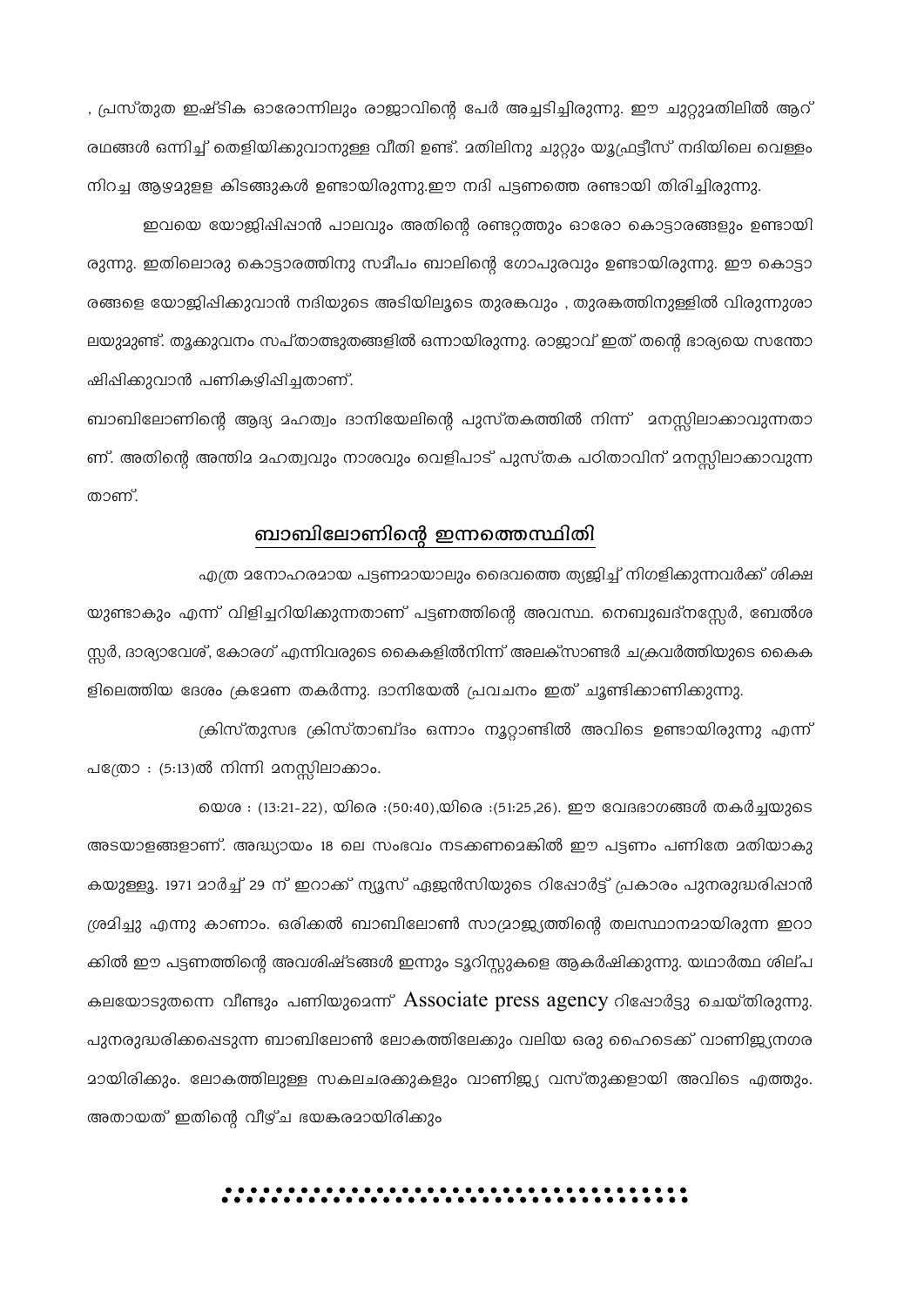, പ്രസ്തുത ഇഷ്ടിക ഓരോന്നിലും രാജാവിന്റെ പേർ അച്ചടിച്ചിരുന്നു. ഈ ചുറ്റുമതിലിൽ ആറ് രഥങ്ങൾ ഒന്നിച്ച് തെളിയിക്കുവാനുള്ള വീതി ഉണ്ട്. മതിലിനു ചുറ്റും യൂഫ്രട്ടീസ് നദിയിലെ വെള്ളം നിറച്ച ആഴമുളള കിടങ്ങുകൾ ഉണ്ടായിരുന്നു.ഈ നദി പട്ടണത്തെ രണ്ടായി തിരിച്ചിരുന്നു.

ഇവയെ യോജിപ്പിപ്പാൻ പാലവും അതിന്റെ രണ്ടറ്റത്തും ഓരോ കൊട്ടാരങ്ങളും ഉണ്ടായിരുന്നു. ഇതിലൊരു കൊട്ടാരത്തിനു സമീപം ബാലിന്റെ ഗോപുരവും ഉണ്ടായിരുന്നു. ഈ കൊട്ടാരങ്ങളെ യോജിപ്പിക്കുവാൻ നദിയുടെ അടിയിലൂടെ തുരങ്കവും , തുരങ്കത്തിനുള്ളിൽ വിരുന്നുശാലയുമുണ്ട്. തൂക്കുവനം സപ്താത്ഭുതങ്ങളിൽ ഒന്നായിരുന്നു. രാജാവ് ഇത് തന്റെ ഭാര്യയെ സന്തോഷിപ്പിക്കുവാൻ പണികഴിപ്പിച്ചതാണ്.

ബാബിലോണിന്റെ ആദ്യ മഹത്വം ദാനിയേലിന്റെ പുസ്തകത്തിൽ നിന്ന് മനസ്സിലാക്കാവുന്നതാണ്. അതിന്റെ അന്തിമ മഹത്വവും നാശവും വെളിപാട് പുസ്തക പഠിതാവിന് മനസ്സിലാക്കാവുന്നതാണ്.

## ബാബിലോണിന്റെ ഇന്നത്തെസ്ഥിതി

എത്ര മനോഹരമായ പട്ടണമായാലും ദൈവത്തെ ത്യജിച്ച് നിഗളിക്കുന്നവർക്ക് ശിക്ഷയുണ്ടാകും എന്ന് വിളിച്ചറിയിക്കുന്നതാണ് പട്ടണത്തിന്റെ അവസ്ഥ. നെബുഖദ്നസ്സേർ, ബേൽശസ്സർ, ദാര്യാവേശ്, കോരെശ് എന്നിവരുടെ കൈകളിൽനിന്ന് അലക്സാണ്ടർ ചക്രവർത്തിയുടെ കൈകളിലെത്തിയ ദേശം ക്രമേണ തകർന്നു. ദാനിയേൽ പ്രവചനം ഇത് ചൂണ്ടിക്കാണിക്കുന്നു.

ക്രിസ്തുസഭ ക്രിസ്താബ്ദം ഒന്നാം നൂറ്റാണ്ടിൽ അവിടെ ഉണ്ടായിരുന്നു എന്ന് പത്രോ : (5:13)ൽ നിന്നി മനസ്സിലാക്കാം.

യെശ : (13:21-22), യിരെ :(50:40),യിരെ :(51:25,26). ഈ വേദഭാഗങ്ങൾ തകർച്ചയുടെ അടയാളങ്ങളാണ്. അദ്ധ്യായം 18 ലെ സംഭവം നടക്കണമെങ്കിൽ ഈ പട്ടണം പണിതേ മതിയാകുകയുള്ളൂ. 1971 മാർച്ച് 29 ന് ഇറാക്ക് ന്യൂസ് ഏജൻസിയുടെ റിപ്പോർട്ട് പ്രകാരം പുനരുദ്ധരിപ്പാൻ ശ്രമിച്ചു എന്നു കാണാം. ഒരിക്കൽ ബാബിലോൺ സാമ്രാജ്യത്തിന്റെ തലസ്ഥാനമായിരുന്ന ഇറാക്കിൽ ഈ പട്ടണത്തിന്റെ അവശിഷ്ടങ്ങൾ ഇന്നും ടൂറിസ്റ്റുകളെ ആകർഷിക്കുന്നു. യഥാർത്ഥ ശില്പകലയോടുതന്നെ വീണ്ടും പണിയുമെന്ന് Associate press agency റിപ്പോർട്ടു ചെയ്തിരുന്നു. പുനരുദ്ധരിക്കപ്പെടുന്ന ബാബിലോൺ ലോകത്തിലേക്കും വലിയ ഒരു ഹൈടെക്ക് വാണിജ്യനഗരമായിരിക്കും. ലോകത്തിലുള്ള സകലചരക്കുകളും വാണിജ്യ വസ്തുക്കളായി അവിടെ എത്തും. അതായത് ഇതിന്റെ വീഴ്ച ഭയങ്കരമായിരിക്കും